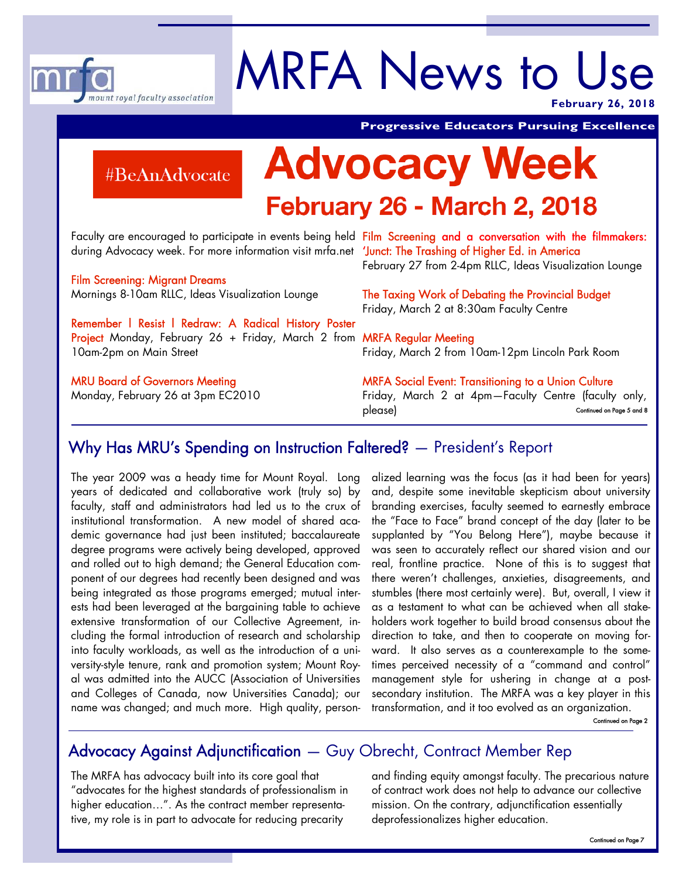mrfa mount royal faculty association

# MRFA News to Use

**February 26, 2018**

**Progressive Educators Pursuing Excellence**

#BeAnAdvocate

# Advocacy Week

## February 26 - March 2, 2018

Faculty are encouraged to participate in events being held during Advocacy week. For more information visit mrfa.net

Film Screening: Migrant Dreams
Mornings 8-10am RLLC, Ideas Visualization Lounge

Remember I Resist I Redraw: A Radical History Poster Project Monday, February 26 + Friday, March 2 from 10am-2pm on Main Street

MRU Board of Governors Meeting
Monday, February 26 at 3pm EC2010

Film Screening and a conversation with the filmmakers: 'Junct: The Trashing of Higher Ed. in America
February 27 from 2-4pm RLLC, Ideas Visualization Lounge

The Taxing Work of Debating the Provincial Budget
Friday, March 2 at 8:30am Faculty Centre

MRFA Regular Meeting
Friday, March 2 from 10am-12pm Lincoln Park Room

MRFA Social Event: Transitioning to a Union Culture
Friday, March 2 at 4pm—Faculty Centre (faculty only, please)

Continued on Page 5 and 8

## Why Has MRU's Spending on Instruction Faltered? — President's Report

The year 2009 was a heady time for Mount Royal. Long years of dedicated and collaborative work (truly so) by faculty, staff and administrators had led us to the crux of institutional transformation. A new model of shared academic governance had just been instituted; baccalaureate degree programs were actively being developed, approved and rolled out to high demand; the General Education component of our degrees had recently been designed and was being integrated as those programs emerged; mutual interests had been leveraged at the bargaining table to achieve extensive transformation of our Collective Agreement, including the formal introduction of research and scholarship into faculty workloads, as well as the introduction of a university-style tenure, rank and promotion system; Mount Royal was admitted into the AUCC (Association of Universities and Colleges of Canada, now Universities Canada); our name was changed; and much more. High quality, personalized learning was the focus (as it had been for years) and, despite some inevitable skepticism about university branding exercises, faculty seemed to earnestly embrace the "Face to Face" brand concept of the day (later to be supplanted by "You Belong Here"), maybe because it was seen to accurately reflect our shared vision and our real, frontline practice. None of this is to suggest that there weren't challenges, anxieties, disagreements, and stumbles (there most certainly were). But, overall, I view it as a testament to what can be achieved when all stakeholders work together to build broad consensus about the direction to take, and then to cooperate on moving forward. It also serves as a counterexample to the sometimes perceived necessity of a "command and control" management style for ushering in change at a post-secondary institution. The MRFA was a key player in this transformation, and it too evolved as an organization.

Continued on Page 2

## Advocacy Against Adjunctification — Guy Obrecht, Contract Member Rep

The MRFA has advocacy built into its core goal that "advocates for the highest standards of professionalism in higher education…". As the contract member representative, my role is in part to advocate for reducing precarity and finding equity amongst faculty. The precarious nature of contract work does not help to advance our collective mission. On the contrary, adjunctification essentially deprofessionalizes higher education.

Continued on Page 7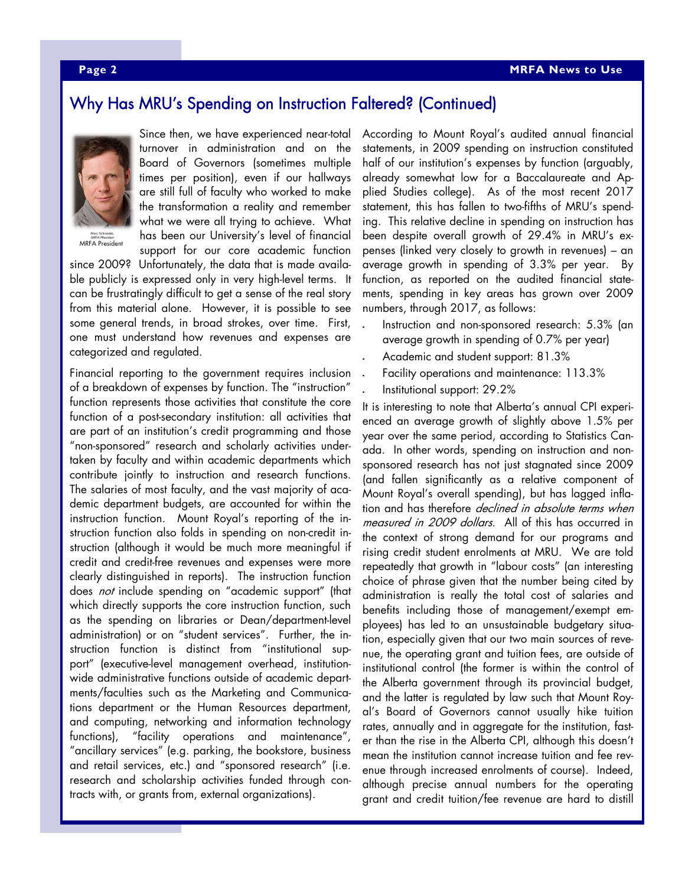## Why Has MRU's Spending on Instruction Faltered? (Continued)

Marc Schroeder, MRFA President

MRFA President

Since then, we have experienced near-total turnover in administration and on the Board of Governors (sometimes multiple times per position), even if our hallways are still full of faculty who worked to make the transformation a reality and remember what we were all trying to achieve. What has been our University's level of financial support for our core academic function since 2009? Unfortunately, the data that is made available publicly is expressed only in very high-level terms. It can be frustratingly difficult to get a sense of the real story from this material alone. However, it is possible to see some general trends, in broad strokes, over time. First, one must understand how revenues and expenses are categorized and regulated.

Financial reporting to the government requires inclusion of a breakdown of expenses by function. The "instruction" function represents those activities that constitute the core function of a post-secondary institution: all activities that are part of an institution's credit programming and those "non-sponsored" research and scholarly activities undertaken by faculty and within academic departments which contribute jointly to instruction and research functions. The salaries of most faculty, and the vast majority of academic department budgets, are accounted for within the instruction function. Mount Royal's reporting of the instruction function also folds in spending on non-credit instruction (although it would be much more meaningful if credit and credit-free revenues and expenses were more clearly distinguished in reports). The instruction function does *not* include spending on "academic support" (that which directly supports the core instruction function, such as the spending on libraries or Dean/department-level administration) or on "student services". Further, the instruction function is distinct from "institutional support" (executive-level management overhead, institution-wide administrative functions outside of academic departments/faculties such as the Marketing and Communications department or the Human Resources department, and computing, networking and information technology functions), "facility operations and maintenance", "ancillary services" (e.g. parking, the bookstore, business and retail services, etc.) and "sponsored research" (i.e. research and scholarship activities funded through contracts with, or grants from, external organizations).

According to Mount Royal's audited annual financial statements, in 2009 spending on instruction constituted half of our institution's expenses by function (arguably, already somewhat low for a Baccalaureate and Applied Studies college). As of the most recent 2017 statement, this has fallen to two-fifths of MRU's spending. This relative decline in spending on instruction has been despite overall growth of 29.4% in MRU's expenses (linked very closely to growth in revenues) – an average growth in spending of 3.3% per year. By function, as reported on the audited financial statements, spending in key areas has grown over 2009 numbers, through 2017, as follows:

- Instruction and non-sponsored research: 5.3% (an average growth in spending of 0.7% per year)
- Academic and student support: 81.3%
- Facility operations and maintenance: 113.3%
- Institutional support: 29.2%

It is interesting to note that Alberta's annual CPI experienced an average growth of slightly above 1.5% per year over the same period, according to Statistics Canada. In other words, spending on instruction and non-sponsored research has not just stagnated since 2009 (and fallen significantly as a relative component of Mount Royal's overall spending), but has lagged inflation and has therefore *declined in absolute terms when measured in 2009 dollars*. All of this has occurred in the context of strong demand for our programs and rising credit student enrolments at MRU. We are told repeatedly that growth in "labour costs" (an interesting choice of phrase given that the number being cited by administration is really the total cost of salaries and benefits including those of management/exempt employees) has led to an unsustainable budgetary situation, especially given that our two main sources of revenue, the operating grant and tuition fees, are outside of institutional control (the former is within the control of the Alberta government through its provincial budget, and the latter is regulated by law such that Mount Royal's Board of Governors cannot usually hike tuition rates, annually and in aggregate for the institution, faster than the rise in the Alberta CPI, although this doesn't mean the institution cannot increase tuition and fee revenue through increased enrolments of course). Indeed, although precise annual numbers for the operating grant and credit tuition/fee revenue are hard to distill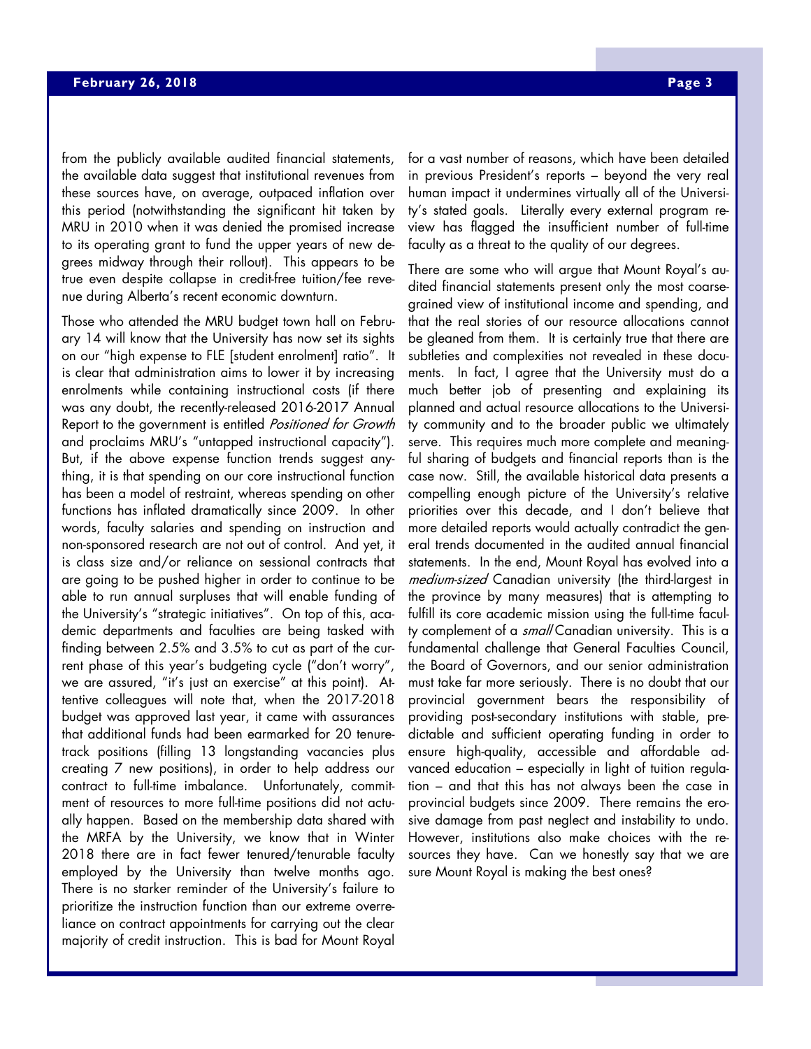from the publicly available audited financial statements, the available data suggest that institutional revenues from these sources have, on average, outpaced inflation over this period (notwithstanding the significant hit taken by MRU in 2010 when it was denied the promised increase to its operating grant to fund the upper years of new degrees midway through their rollout). This appears to be true even despite collapse in credit-free tuition/fee revenue during Alberta's recent economic downturn.

Those who attended the MRU budget town hall on February 14 will know that the University has now set its sights on our "high expense to FLE [student enrolment] ratio". It is clear that administration aims to lower it by increasing enrolments while containing instructional costs (if there was any doubt, the recently-released 2016-2017 Annual Report to the government is entitled *Positioned for Growth* and proclaims MRU's "untapped instructional capacity"). But, if the above expense function trends suggest anything, it is that spending on our core instructional function has been a model of restraint, whereas spending on other functions has inflated dramatically since 2009. In other words, faculty salaries and spending on instruction and non-sponsored research are not out of control. And yet, it is class size and/or reliance on sessional contracts that are going to be pushed higher in order to continue to be able to run annual surpluses that will enable funding of the University's "strategic initiatives". On top of this, academic departments and faculties are being tasked with finding between 2.5% and 3.5% to cut as part of the current phase of this year's budgeting cycle ("don't worry", we are assured, "it's just an exercise" at this point). Attentive colleagues will note that, when the 2017-2018 budget was approved last year, it came with assurances that additional funds had been earmarked for 20 tenure-track positions (filling 13 longstanding vacancies plus creating 7 new positions), in order to help address our contract to full-time imbalance. Unfortunately, commitment of resources to more full-time positions did not actually happen. Based on the membership data shared with the MRFA by the University, we know that in Winter 2018 there are in fact fewer tenured/tenurable faculty employed by the University than twelve months ago. There is no starker reminder of the University's failure to prioritize the instruction function than our extreme overreliance on contract appointments for carrying out the clear majority of credit instruction. This is bad for Mount Royal for a vast number of reasons, which have been detailed in previous President's reports – beyond the very real human impact it undermines virtually all of the University's stated goals. Literally every external program review has flagged the insufficient number of full-time faculty as a threat to the quality of our degrees.

There are some who will argue that Mount Royal's audited financial statements present only the most coarse-grained view of institutional income and spending, and that the real stories of our resource allocations cannot be gleaned from them. It is certainly true that there are subtleties and complexities not revealed in these documents. In fact, I agree that the University must do a much better job of presenting and explaining its planned and actual resource allocations to the University community and to the broader public we ultimately serve. This requires much more complete and meaningful sharing of budgets and financial reports than is the case now. Still, the available historical data presents a compelling enough picture of the University's relative priorities over this decade, and I don't believe that more detailed reports would actually contradict the general trends documented in the audited annual financial statements. In the end, Mount Royal has evolved into a *medium-sized* Canadian university (the third-largest in the province by many measures) that is attempting to fulfill its core academic mission using the full-time faculty complement of a *small* Canadian university. This is a fundamental challenge that General Faculties Council, the Board of Governors, and our senior administration must take far more seriously. There is no doubt that our provincial government bears the responsibility of providing post-secondary institutions with stable, predictable and sufficient operating funding in order to ensure high-quality, accessible and affordable advanced education – especially in light of tuition regulation – and that this has not always been the case in provincial budgets since 2009. There remains the erosive damage from past neglect and instability to undo. However, institutions also make choices with the resources they have. Can we honestly say that we are sure Mount Royal is making the best ones?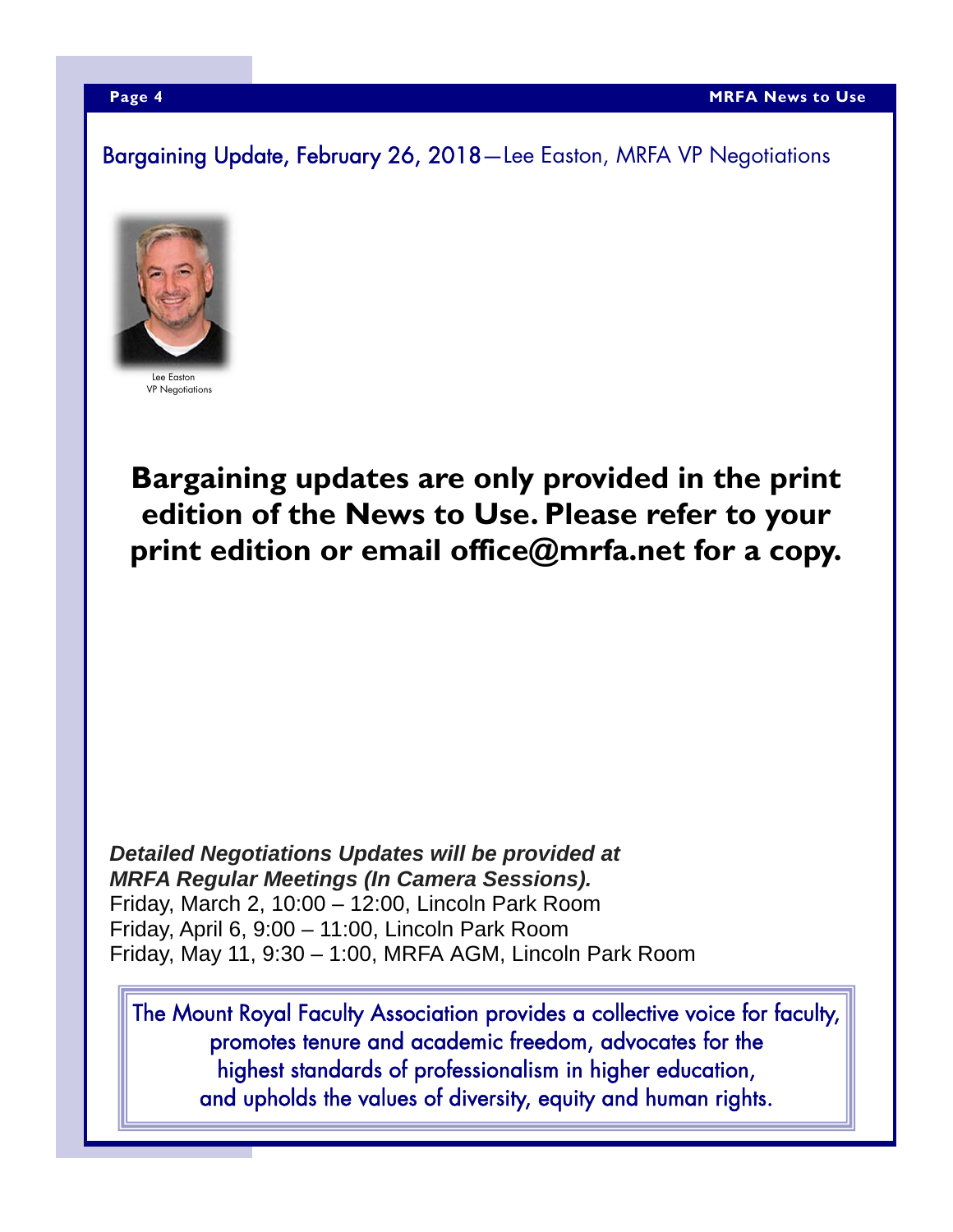## Bargaining Update, February 26, 2018—Lee Easton, MRFA VP Negotiations

Lee Easton
VP Negotiations

**Bargaining updates are only provided in the print edition of the News to Use. Please refer to your print edition or email office@mrfa.net for a copy.**

***Detailed Negotiations Updates will be provided at MRFA Regular Meetings (In Camera Sessions).***

Friday, March 2, 10:00 – 12:00, Lincoln Park Room
Friday, April 6, 9:00 – 11:00, Lincoln Park Room
Friday, May 11, 9:30 – 1:00, MRFA AGM, Lincoln Park Room

The Mount Royal Faculty Association provides a collective voice for faculty, promotes tenure and academic freedom, advocates for the highest standards of professionalism in higher education, and upholds the values of diversity, equity and human rights.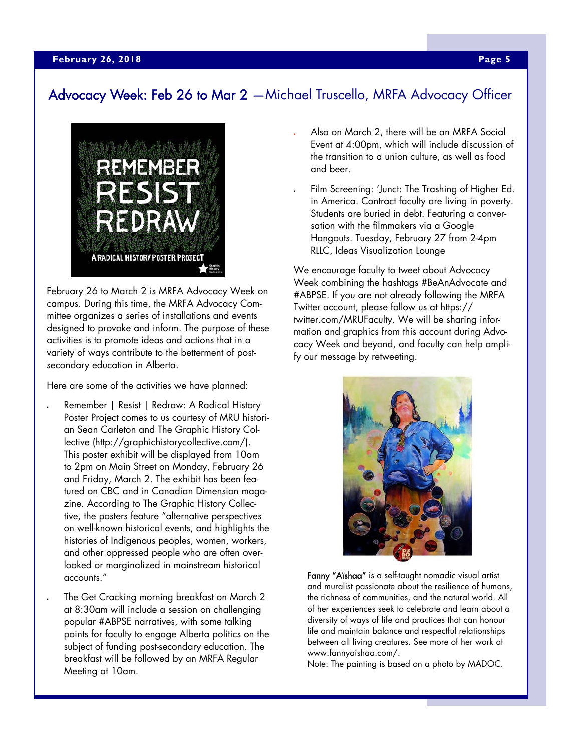## Advocacy Week: Feb 26 to Mar 2 —Michael Truscello, MRFA Advocacy Officer

February 26 to March 2 is MRFA Advocacy Week on campus. During this time, the MRFA Advocacy Committee organizes a series of installations and events designed to provoke and inform. The purpose of these activities is to promote ideas and actions that in a variety of ways contribute to the betterment of post-secondary education in Alberta.

Here are some of the activities we have planned:

- Remember | Resist | Redraw: A Radical History Poster Project comes to us courtesy of MRU historian Sean Carleton and The Graphic History Collective (http://graphichistorycollective.com/). This poster exhibit will be displayed from 10am to 2pm on Main Street on Monday, February 26 and Friday, March 2. The exhibit has been featured on CBC and in Canadian Dimension magazine. According to The Graphic History Collective, the posters feature "alternative perspectives on well-known historical events, and highlights the histories of Indigenous peoples, women, workers, and other oppressed people who are often overlooked or marginalized in mainstream historical accounts."
- The Get Cracking morning breakfast on March 2 at 8:30am will include a session on challenging popular #ABPSE narratives, with some talking points for faculty to engage Alberta politics on the subject of funding post-secondary education. The breakfast will be followed by an MRFA Regular Meeting at 10am.
- Also on March 2, there will be an MRFA Social Event at 4:00pm, which will include discussion of the transition to a union culture, as well as food and beer.
- Film Screening: 'Junct: The Trashing of Higher Ed. in America. Contract faculty are living in poverty. Students are buried in debt. Featuring a conversation with the filmmakers via a Google Hangouts. Tuesday, February 27 from 2-4pm RLLC, Ideas Visualization Lounge

We encourage faculty to tweet about Advocacy Week combining the hashtags #BeAnAdvocate and #ABPSE. If you are not already following the MRFA Twitter account, please follow us at https://twitter.com/MRUFaculty. We will be sharing information and graphics from this account during Advocacy Week and beyond, and faculty can help amplify our message by retweeting.

**Fanny "Aïshaa"** is a self-taught nomadic visual artist and muralist passionate about the resilience of humans, the richness of communities, and the natural world. All of her experiences seek to celebrate and learn about a diversity of ways of life and practices that can honour life and maintain balance and respectful relationships between all living creatures. See more of her work at www.fannyaishaa.com/.

Note: The painting is based on a photo by MADOC.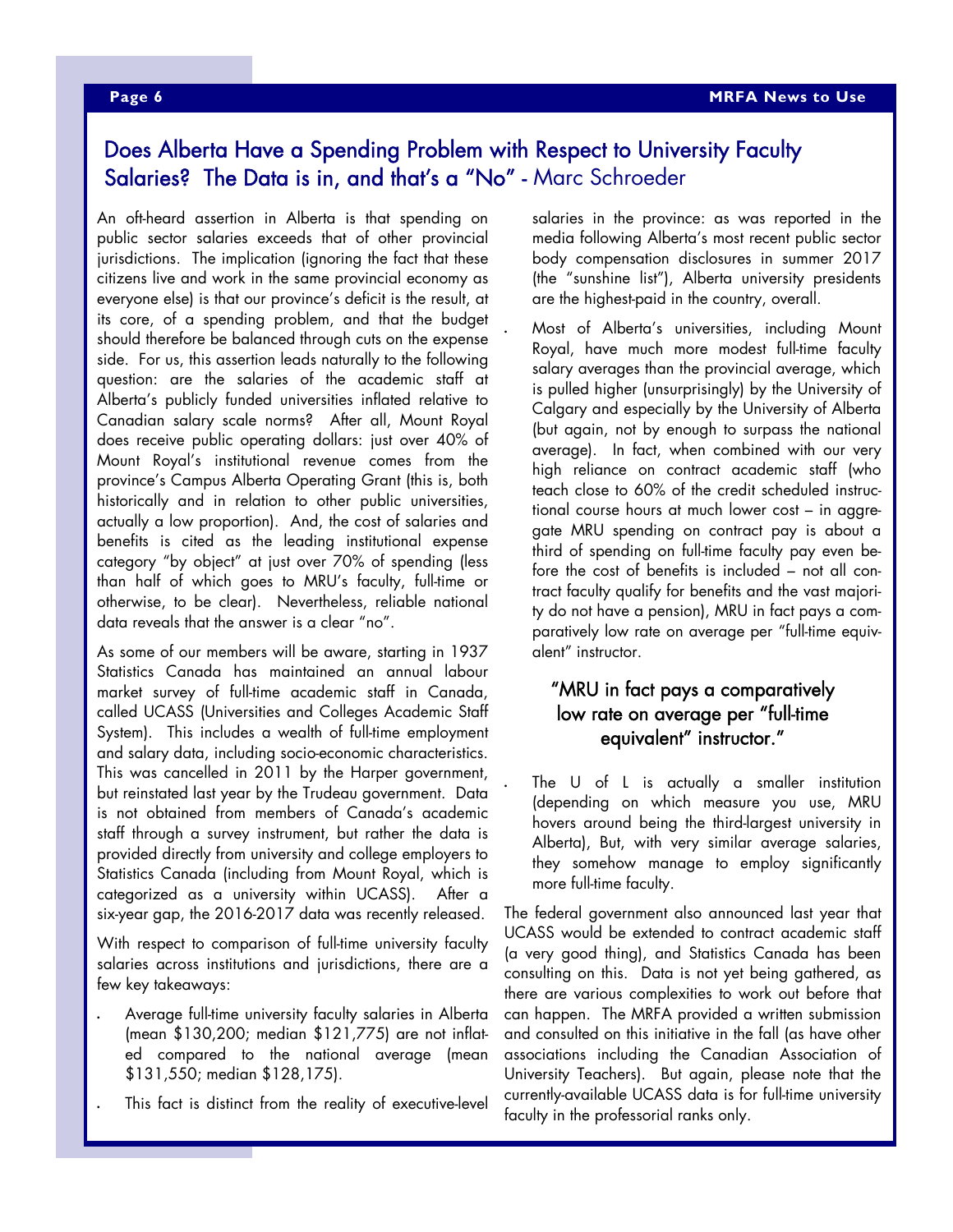## Does Alberta Have a Spending Problem with Respect to University Faculty Salaries? The Data is in, and that's a "No" - Marc Schroeder

An oft-heard assertion in Alberta is that spending on public sector salaries exceeds that of other provincial jurisdictions. The implication (ignoring the fact that these citizens live and work in the same provincial economy as everyone else) is that our province's deficit is the result, at its core, of a spending problem, and that the budget should therefore be balanced through cuts on the expense side. For us, this assertion leads naturally to the following question: are the salaries of the academic staff at Alberta's publicly funded universities inflated relative to Canadian salary scale norms? After all, Mount Royal does receive public operating dollars: just over 40% of Mount Royal's institutional revenue comes from the province's Campus Alberta Operating Grant (this is, both historically and in relation to other public universities, actually a low proportion). And, the cost of salaries and benefits is cited as the leading institutional expense category "by object" at just over 70% of spending (less than half of which goes to MRU's faculty, full-time or otherwise, to be clear). Nevertheless, reliable national data reveals that the answer is a clear "no".

As some of our members will be aware, starting in 1937 Statistics Canada has maintained an annual labour market survey of full-time academic staff in Canada, called UCASS (Universities and Colleges Academic Staff System). This includes a wealth of full-time employment and salary data, including socio-economic characteristics. This was cancelled in 2011 by the Harper government, but reinstated last year by the Trudeau government. Data is not obtained from members of Canada's academic staff through a survey instrument, but rather the data is provided directly from university and college employers to Statistics Canada (including from Mount Royal, which is categorized as a university within UCASS). After a six-year gap, the 2016-2017 data was recently released.

With respect to comparison of full-time university faculty salaries across institutions and jurisdictions, there are a few key takeaways:

- Average full-time university faculty salaries in Alberta (mean $130,200; median $121,775) are not inflated compared to the national average (mean $131,550; median $128,175).
- This fact is distinct from the reality of executive-level salaries in the province: as was reported in the media following Alberta's most recent public sector body compensation disclosures in summer 2017 (the "sunshine list"), Alberta university presidents are the highest-paid in the country, overall.
- Most of Alberta's universities, including Mount Royal, have much more modest full-time faculty salary averages than the provincial average, which is pulled higher (unsurprisingly) by the University of Calgary and especially by the University of Alberta (but again, not by enough to surpass the national average). In fact, when combined with our very high reliance on contract academic staff (who teach close to 60% of the credit scheduled instructional course hours at much lower cost – in aggregate MRU spending on contract pay is about a third of spending on full-time faculty pay even before the cost of benefits is included – not all contract faculty qualify for benefits and the vast majority do not have a pension), MRU in fact pays a comparatively low rate on average per "full-time equivalent" instructor.

> "MRU in fact pays a comparatively low rate on average per "full-time equivalent" instructor."

- The U of L is actually a smaller institution (depending on which measure you use, MRU hovers around being the third-largest university in Alberta), But, with very similar average salaries, they somehow manage to employ significantly more full-time faculty.

The federal government also announced last year that UCASS would be extended to contract academic staff (a very good thing), and Statistics Canada has been consulting on this. Data is not yet being gathered, as there are various complexities to work out before that can happen. The MRFA provided a written submission and consulted on this initiative in the fall (as have other associations including the Canadian Association of University Teachers). But again, please note that the currently-available UCASS data is for full-time university faculty in the professorial ranks only.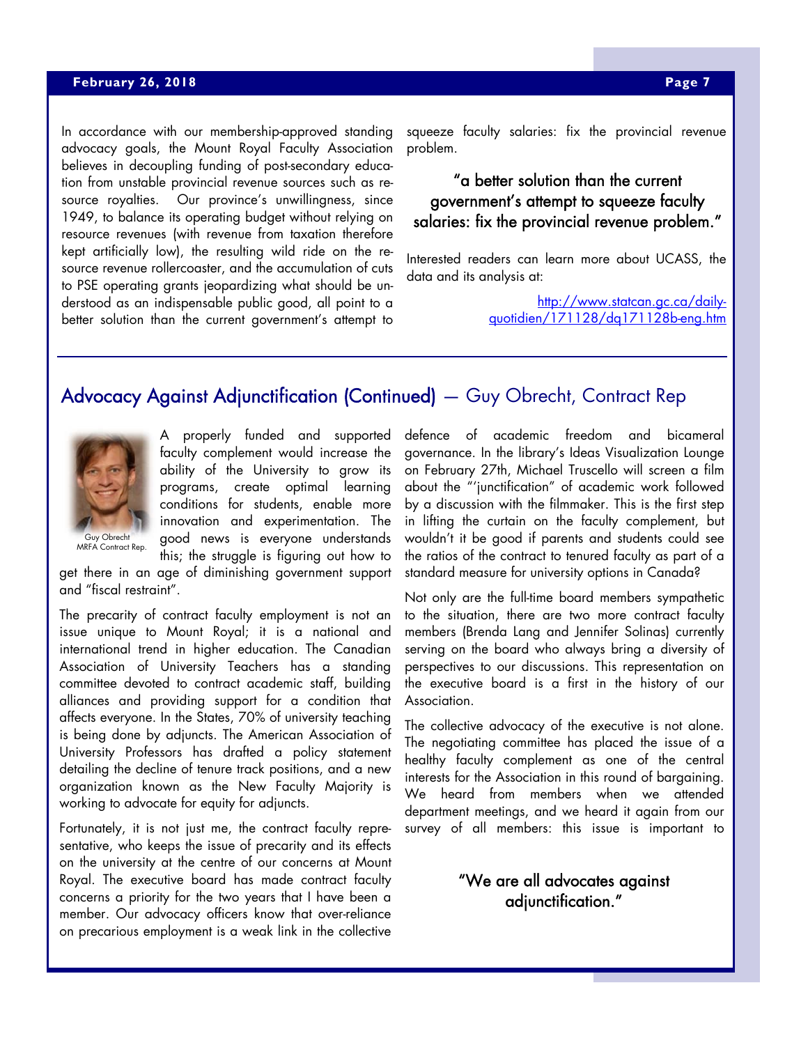In accordance with our membership-approved standing advocacy goals, the Mount Royal Faculty Association believes in decoupling funding of post-secondary education from unstable provincial revenue sources such as resource royalties. Our province's unwillingness, since 1949, to balance its operating budget without relying on resource revenues (with revenue from taxation therefore kept artificially low), the resulting wild ride on the resource revenue rollercoaster, and the accumulation of cuts to PSE operating grants jeopardizing what should be understood as an indispensable public good, all point to a better solution than the current government's attempt to squeeze faculty salaries: fix the provincial revenue problem.

> "a better solution than the current government's attempt to squeeze faculty salaries: fix the provincial revenue problem."

Interested readers can learn more about UCASS, the data and its analysis at:

http://www.statcan.gc.ca/daily-quotidien/171128/dq171128b-eng.htm

## Advocacy Against Adjunctification (Continued) — Guy Obrecht, Contract Rep

Guy Obrecht
MRFA Contract Rep.

A properly funded and supported faculty complement would increase the ability of the University to grow its programs, create optimal learning conditions for students, enable more innovation and experimentation. The good news is everyone understands this; the struggle is figuring out how to get there in an age of diminishing government support and "fiscal restraint".

The precarity of contract faculty employment is not an issue unique to Mount Royal; it is a national and international trend in higher education. The Canadian Association of University Teachers has a standing committee devoted to contract academic staff, building alliances and providing support for a condition that affects everyone. In the States, 70% of university teaching is being done by adjuncts. The American Association of University Professors has drafted a policy statement detailing the decline of tenure track positions, and a new organization known as the New Faculty Majority is working to advocate for equity for adjuncts.

Fortunately, it is not just me, the contract faculty representative, who keeps the issue of precarity and its effects on the university at the centre of our concerns at Mount Royal. The executive board has made contract faculty concerns a priority for the two years that I have been a member. Our advocacy officers know that over-reliance on precarious employment is a weak link in the collective defence of academic freedom and bicameral governance. In the library's Ideas Visualization Lounge on February 27th, Michael Truscello will screen a film about the "'junctification" of academic work followed by a discussion with the filmmaker. This is the first step in lifting the curtain on the faculty complement, but wouldn't it be good if parents and students could see the ratios of the contract to tenured faculty as part of a standard measure for university options in Canada?

Not only are the full-time board members sympathetic to the situation, there are two more contract faculty members (Brenda Lang and Jennifer Solinas) currently serving on the board who always bring a diversity of perspectives to our discussions. This representation on the executive board is a first in the history of our Association.

The collective advocacy of the executive is not alone. The negotiating committee has placed the issue of a healthy faculty complement as one of the central interests for the Association in this round of bargaining. We heard from members when we attended department meetings, and we heard it again from our survey of all members: this issue is important to

> "We are all advocates against adjunctification."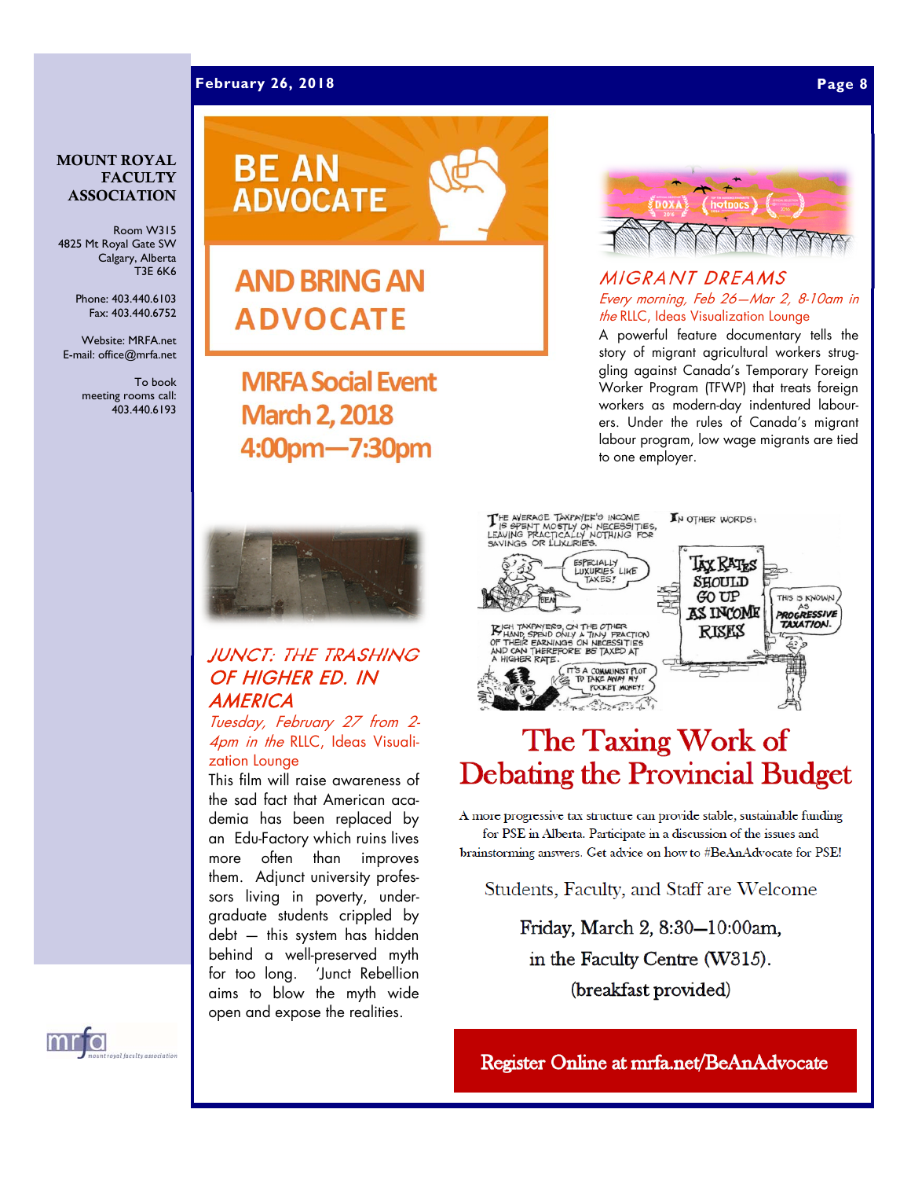**MOUNT ROYAL FACULTY ASSOCIATION**

Room W315
4825 Mt Royal Gate SW
Calgary, Alberta
T3E 6K6

Phone: 403.440.6103
Fax: 403.440.6752

Website: MRFA.net
E-mail: office@mrfa.net

To book meeting rooms call: 403.440.6193

# BE AN ADVOCATE

# AND BRING AN ADVOCATE

## MRFA Social Event
## March 2, 2018
## 4:00pm—7:30pm

## MIGRANT DREAMS

*Every morning, Feb 26—Mar 2, 8-10am in the RLLC, Ideas Visualization Lounge*

A powerful feature documentary tells the story of migrant agricultural workers struggling against Canada's Temporary Foreign Worker Program (TFWP) that treats foreign workers as modern-day indentured labourers. Under the rules of Canada's migrant labour program, low wage migrants are tied to one employer.

## JUNCT: THE TRASHING OF HIGHER ED. IN AMERICA

*Tuesday, February 27 from 2-4pm in the RLLC, Ideas Visualization Lounge*

This film will raise awareness of the sad fact that American academia has been replaced by an Edu-Factory which ruins lives more often than improves them. Adjunct university professors living in poverty, undergraduate students crippled by debt — this system has hidden behind a well-preserved myth for too long. 'Junct Rebellion aims to blow the myth wide open and expose the realities.

## The Taxing Work of Debating the Provincial Budget

A more progressive tax structure can provide stable, sustainable funding for PSE in Alberta. Participate in a discussion of the issues and brainstorming answers. Get advice on how to #BeAnAdvocate for PSE!

Students, Faculty, and Staff are Welcome

Friday, March 2, 8:30—10:00am,
in the Faculty Centre (W315).
(breakfast provided)

**Register Online at mrfa.net/BeAnAdvocate**